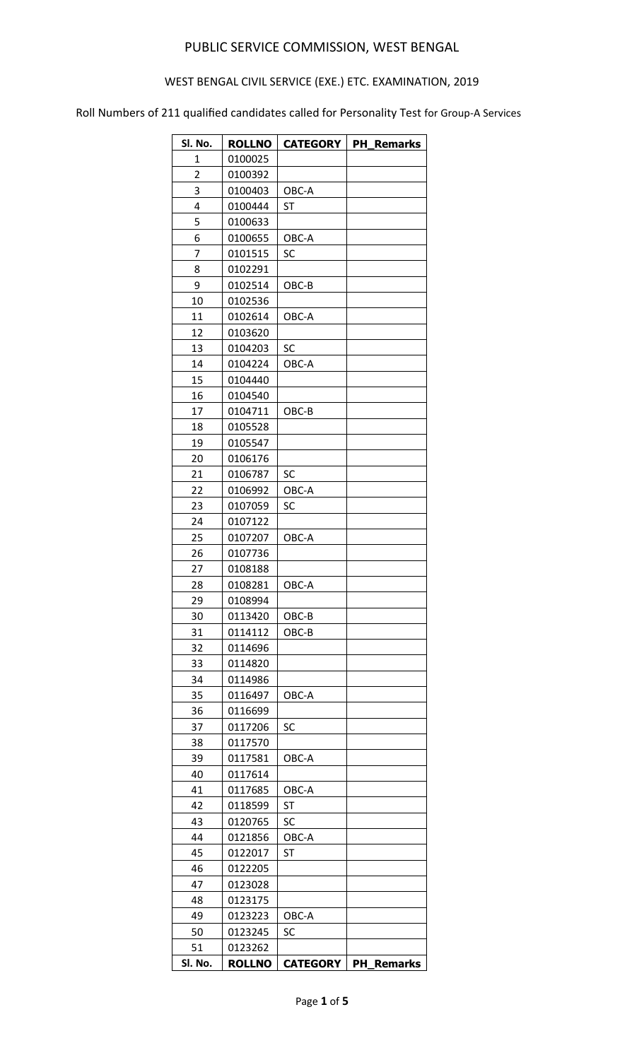# PUBLIC SERVICE COMMISSION, WEST BENGAL

## WEST BENGAL CIVIL SERVICE (EXE.) ETC. EXAMINATION, 2019

Roll Numbers of 211 qualified candidates called for Personality Test for Group-A Services

| Sl. No. | ROLLNO | CATEGORY | PH_Remarks |
|---|---|---|---|
| 1 | 0100025 | | |
| 2 | 0100392 | | |
| 3 | 0100403 | OBC-A | |
| 4 | 0100444 | ST | |
| 5 | 0100633 | | |
| 6 | 0100655 | OBC-A | |
| 7 | 0101515 | SC | |
| 8 | 0102291 | | |
| 9 | 0102514 | OBC-B | |
| 10 | 0102536 | | |
| 11 | 0102614 | OBC-A | |
| 12 | 0103620 | | |
| 13 | 0104203 | SC | |
| 14 | 0104224 | OBC-A | |
| 15 | 0104440 | | |
| 16 | 0104540 | | |
| 17 | 0104711 | OBC-B | |
| 18 | 0105528 | | |
| 19 | 0105547 | | |
| 20 | 0106176 | | |
| 21 | 0106787 | SC | |
| 22 | 0106992 | OBC-A | |
| 23 | 0107059 | SC | |
| 24 | 0107122 | | |
| 25 | 0107207 | OBC-A | |
| 26 | 0107736 | | |
| 27 | 0108188 | | |
| 28 | 0108281 | OBC-A | |
| 29 | 0108994 | | |
| 30 | 0113420 | OBC-B | |
| 31 | 0114112 | OBC-B | |
| 32 | 0114696 | | |
| 33 | 0114820 | | |
| 34 | 0114986 | | |
| 35 | 0116497 | OBC-A | |
| 36 | 0116699 | | |
| 37 | 0117206 | SC | |
| 38 | 0117570 | | |
| 39 | 0117581 | OBC-A | |
| 40 | 0117614 | | |
| 41 | 0117685 | OBC-A | |
| 42 | 0118599 | ST | |
| 43 | 0120765 | SC | |
| 44 | 0121856 | OBC-A | |
| 45 | 0122017 | ST | |
| 46 | 0122205 | | |
| 47 | 0123028 | | |
| 48 | 0123175 | | |
| 49 | 0123223 | OBC-A | |
| 50 | 0123245 | SC | |
| 51 | 0123262 | | |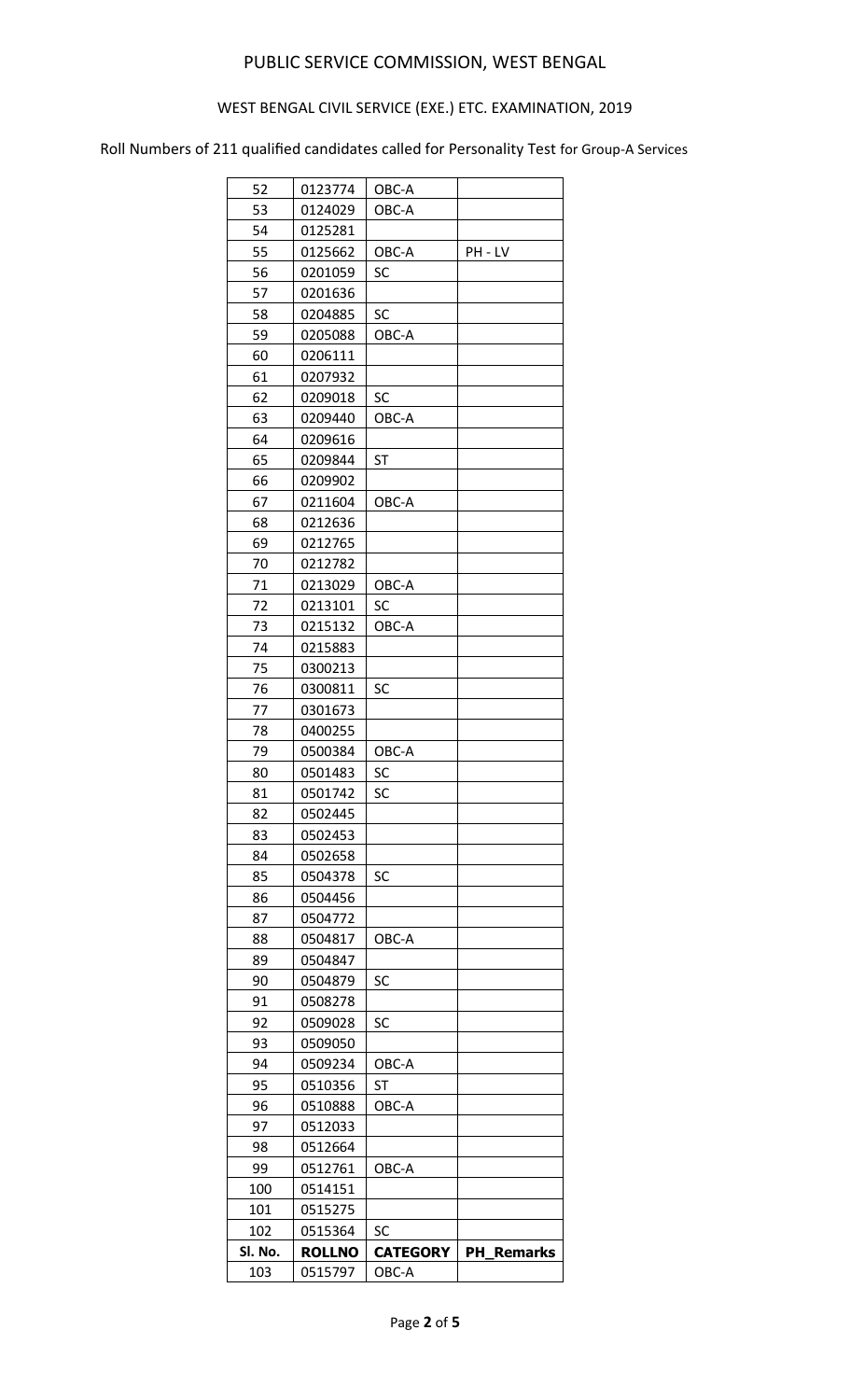# PUBLIC SERVICE COMMISSION, WEST BENGAL

## WEST BENGAL CIVIL SERVICE (EXE.) ETC. EXAMINATION, 2019

Roll Numbers of 211 qualified candidates called for Personality Test for Group-A Services

| Sl. No. | ROLLNO | CATEGORY | PH_Remarks |
|---|---|---|---|
| 52 | 0123774 | OBC-A | |
| 53 | 0124029 | OBC-A | |
| 54 | 0125281 | | |
| 55 | 0125662 | OBC-A | PH - LV |
| 56 | 0201059 | SC | |
| 57 | 0201636 | | |
| 58 | 0204885 | SC | |
| 59 | 0205088 | OBC-A | |
| 60 | 0206111 | | |
| 61 | 0207932 | | |
| 62 | 0209018 | SC | |
| 63 | 0209440 | OBC-A | |
| 64 | 0209616 | | |
| 65 | 0209844 | ST | |
| 66 | 0209902 | | |
| 67 | 0211604 | OBC-A | |
| 68 | 0212636 | | |
| 69 | 0212765 | | |
| 70 | 0212782 | | |
| 71 | 0213029 | OBC-A | |
| 72 | 0213101 | SC | |
| 73 | 0215132 | OBC-A | |
| 74 | 0215883 | | |
| 75 | 0300213 | | |
| 76 | 0300811 | SC | |
| 77 | 0301673 | | |
| 78 | 0400255 | | |
| 79 | 0500384 | OBC-A | |
| 80 | 0501483 | SC | |
| 81 | 0501742 | SC | |
| 82 | 0502445 | | |
| 83 | 0502453 | | |
| 84 | 0502658 | | |
| 85 | 0504378 | SC | |
| 86 | 0504456 | | |
| 87 | 0504772 | | |
| 88 | 0504817 | OBC-A | |
| 89 | 0504847 | | |
| 90 | 0504879 | SC | |
| 91 | 0508278 | | |
| 92 | 0509028 | SC | |
| 93 | 0509050 | | |
| 94 | 0509234 | OBC-A | |
| 95 | 0510356 | ST | |
| 96 | 0510888 | OBC-A | |
| 97 | 0512033 | | |
| 98 | 0512664 | | |
| 99 | 0512761 | OBC-A | |
| 100 | 0514151 | | |
| 101 | 0515275 | | |
| 102 | 0515364 | SC | |
| 103 | 0515797 | OBC-A | |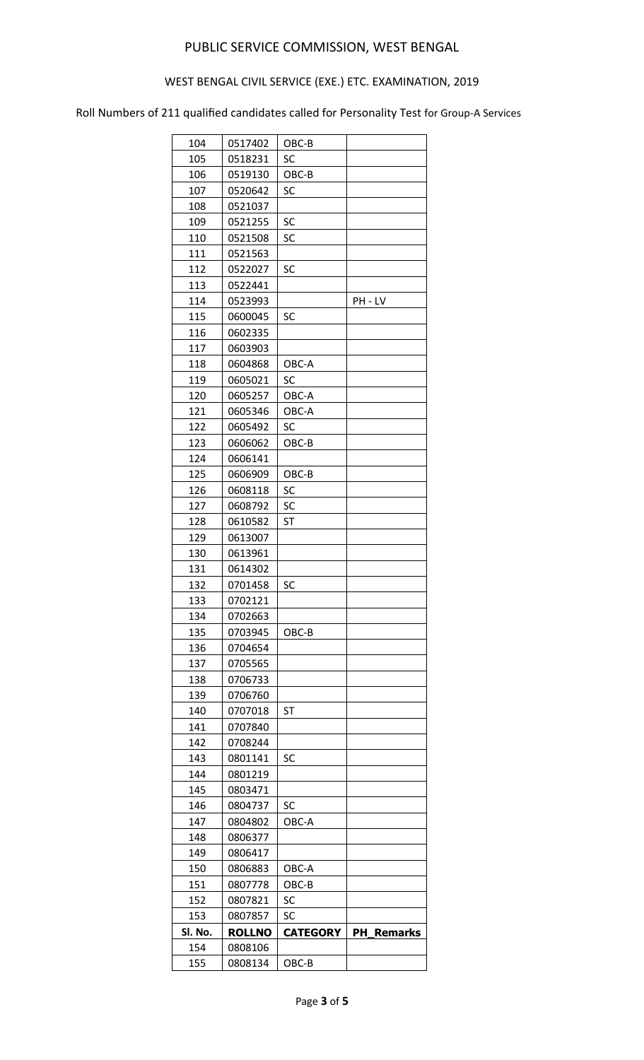# PUBLIC SERVICE COMMISSION, WEST BENGAL

## WEST BENGAL CIVIL SERVICE (EXE.) ETC. EXAMINATION, 2019

Roll Numbers of 211 qualified candidates called for Personality Test for Group-A Services

| Sl. No. | ROLLNO | CATEGORY | PH_Remarks |
|---|---|---|---|
| 104 | 0517402 | OBC-B | |
| 105 | 0518231 | SC | |
| 106 | 0519130 | OBC-B | |
| 107 | 0520642 | SC | |
| 108 | 0521037 | | |
| 109 | 0521255 | SC | |
| 110 | 0521508 | SC | |
| 111 | 0521563 | | |
| 112 | 0522027 | SC | |
| 113 | 0522441 | | |
| 114 | 0523993 | | PH - LV |
| 115 | 0600045 | SC | |
| 116 | 0602335 | | |
| 117 | 0603903 | | |
| 118 | 0604868 | OBC-A | |
| 119 | 0605021 | SC | |
| 120 | 0605257 | OBC-A | |
| 121 | 0605346 | OBC-A | |
| 122 | 0605492 | SC | |
| 123 | 0606062 | OBC-B | |
| 124 | 0606141 | | |
| 125 | 0606909 | OBC-B | |
| 126 | 0608118 | SC | |
| 127 | 0608792 | SC | |
| 128 | 0610582 | ST | |
| 129 | 0613007 | | |
| 130 | 0613961 | | |
| 131 | 0614302 | | |
| 132 | 0701458 | SC | |
| 133 | 0702121 | | |
| 134 | 0702663 | | |
| 135 | 0703945 | OBC-B | |
| 136 | 0704654 | | |
| 137 | 0705565 | | |
| 138 | 0706733 | | |
| 139 | 0706760 | | |
| 140 | 0707018 | ST | |
| 141 | 0707840 | | |
| 142 | 0708244 | | |
| 143 | 0801141 | SC | |
| 144 | 0801219 | | |
| 145 | 0803471 | | |
| 146 | 0804737 | SC | |
| 147 | 0804802 | OBC-A | |
| 148 | 0806377 | | |
| 149 | 0806417 | | |
| 150 | 0806883 | OBC-A | |
| 151 | 0807778 | OBC-B | |
| 152 | 0807821 | SC | |
| 153 | 0807857 | SC | |
| 154 | 0808106 | | |
| 155 | 0808134 | OBC-B | |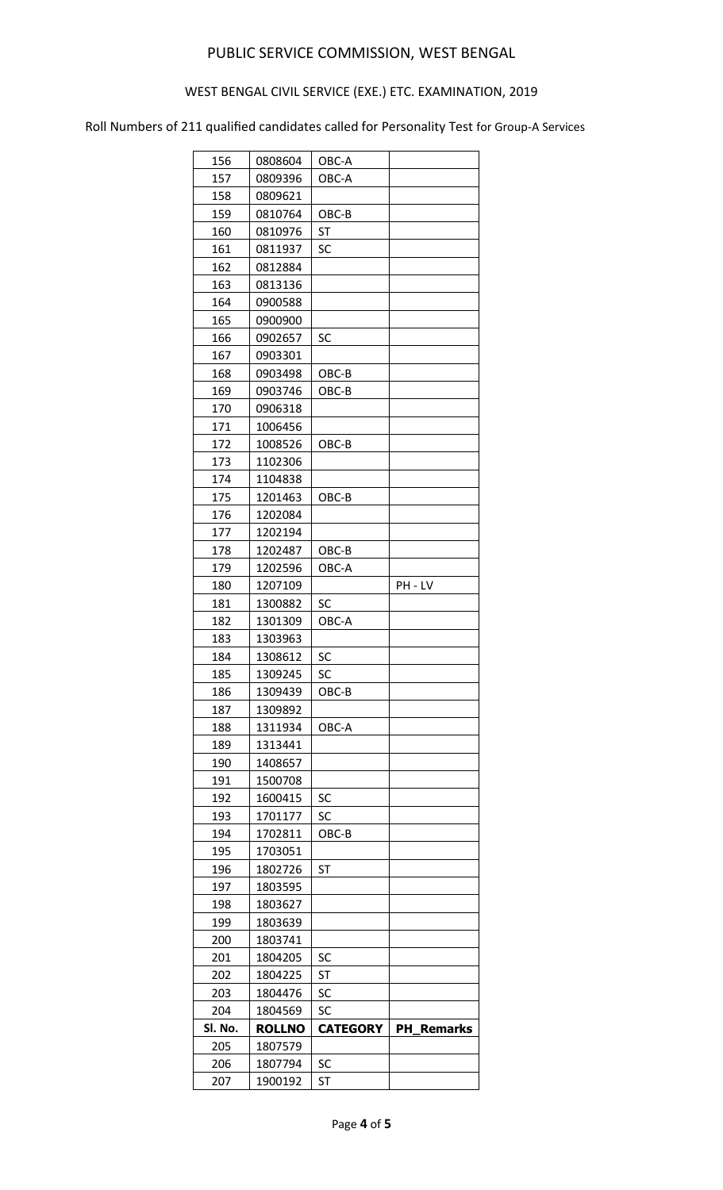# PUBLIC SERVICE COMMISSION, WEST BENGAL

## WEST BENGAL CIVIL SERVICE (EXE.) ETC. EXAMINATION, 2019

Roll Numbers of 211 qualified candidates called for Personality Test for Group-A Services

| Sl. No. | ROLLNO | CATEGORY | PH_Remarks |
|---|---|---|---|
| 156 | 0808604 | OBC-A | |
| 157 | 0809396 | OBC-A | |
| 158 | 0809621 | | |
| 159 | 0810764 | OBC-B | |
| 160 | 0810976 | ST | |
| 161 | 0811937 | SC | |
| 162 | 0812884 | | |
| 163 | 0813136 | | |
| 164 | 0900588 | | |
| 165 | 0900900 | | |
| 166 | 0902657 | SC | |
| 167 | 0903301 | | |
| 168 | 0903498 | OBC-B | |
| 169 | 0903746 | OBC-B | |
| 170 | 0906318 | | |
| 171 | 1006456 | | |
| 172 | 1008526 | OBC-B | |
| 173 | 1102306 | | |
| 174 | 1104838 | | |
| 175 | 1201463 | OBC-B | |
| 176 | 1202084 | | |
| 177 | 1202194 | | |
| 178 | 1202487 | OBC-B | |
| 179 | 1202596 | OBC-A | |
| 180 | 1207109 | | PH - LV |
| 181 | 1300882 | SC | |
| 182 | 1301309 | OBC-A | |
| 183 | 1303963 | | |
| 184 | 1308612 | SC | |
| 185 | 1309245 | SC | |
| 186 | 1309439 | OBC-B | |
| 187 | 1309892 | | |
| 188 | 1311934 | OBC-A | |
| 189 | 1313441 | | |
| 190 | 1408657 | | |
| 191 | 1500708 | | |
| 192 | 1600415 | SC | |
| 193 | 1701177 | SC | |
| 194 | 1702811 | OBC-B | |
| 195 | 1703051 | | |
| 196 | 1802726 | ST | |
| 197 | 1803595 | | |
| 198 | 1803627 | | |
| 199 | 1803639 | | |
| 200 | 1803741 | | |
| 201 | 1804205 | SC | |
| 202 | 1804225 | ST | |
| 203 | 1804476 | SC | |
| 204 | 1804569 | SC | |
| 205 | 1807579 | | |
| 206 | 1807794 | SC | |
| 207 | 1900192 | ST | |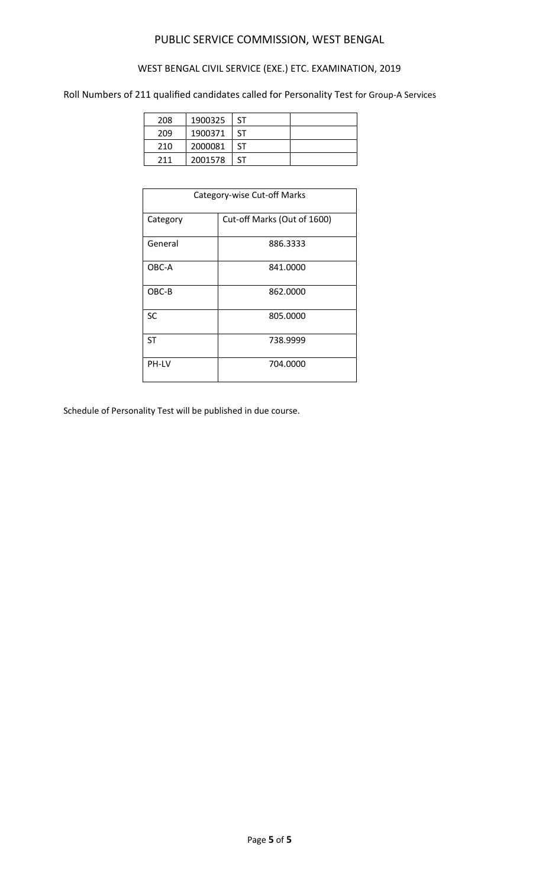# PUBLIC SERVICE COMMISSION, WEST BENGAL

## WEST BENGAL CIVIL SERVICE (EXE.) ETC. EXAMINATION, 2019

Roll Numbers of 211 qualified candidates called for Personality Test for Group-A Services

| | | | |
|---|---|---|---|
| 208 | 1900325 | ST | |
| 209 | 1900371 | ST | |
| 210 | 2000081 | ST | |
| 211 | 2001578 | ST | |

| Category-wise Cut-off Marks | |
|---|---|
| Category | Cut-off Marks (Out of 1600) |
| General | 886.3333 |
| OBC-A | 841.0000 |
| OBC-B | 862.0000 |
| SC | 805.0000 |
| ST | 738.9999 |
| PH-LV | 704.0000 |

Schedule of Personality Test will be published in due course.